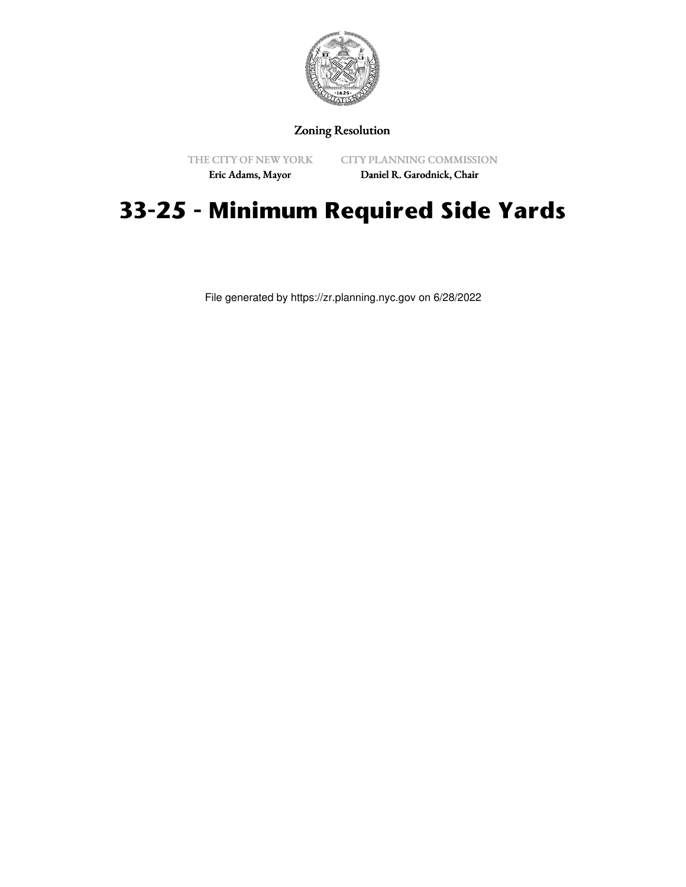Zoning Resolution

THE CITY OF NEW YORK

Eric Adams, Mayor

CITY PLANNING COMMISSION

Daniel R. Garodnick, Chair

# 33-25 - Minimum Required Side Yards

File generated by https://zr.planning.nyc.gov on 6/28/2022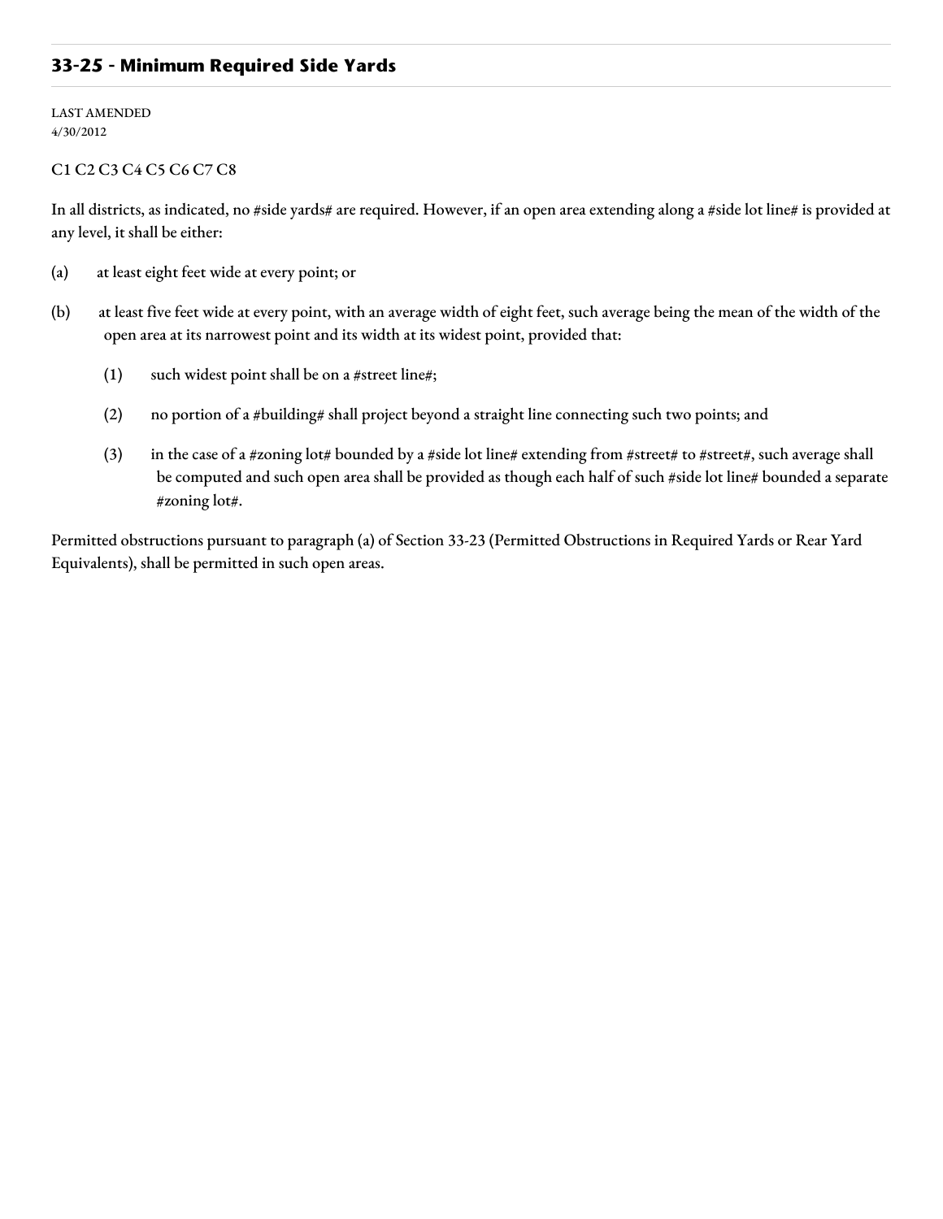## 33-25 - Minimum Required Side Yards

LAST AMENDED
4/30/2012

C1 C2 C3 C4 C5 C6 C7 C8

In all districts, as indicated, no #side yards# are required. However, if an open area extending along a #side lot line# is provided at any level, it shall be either:

(a) at least eight feet wide at every point; or

(b) at least five feet wide at every point, with an average width of eight feet, such average being the mean of the width of the open area at its narrowest point and its width at its widest point, provided that:

(1) such widest point shall be on a #street line#;

(2) no portion of a #building# shall project beyond a straight line connecting such two points; and

(3) in the case of a #zoning lot# bounded by a #side lot line# extending from #street# to #street#, such average shall be computed and such open area shall be provided as though each half of such #side lot line# bounded a separate #zoning lot#.

Permitted obstructions pursuant to paragraph (a) of Section 33-23 (Permitted Obstructions in Required Yards or Rear Yard Equivalents), shall be permitted in such open areas.